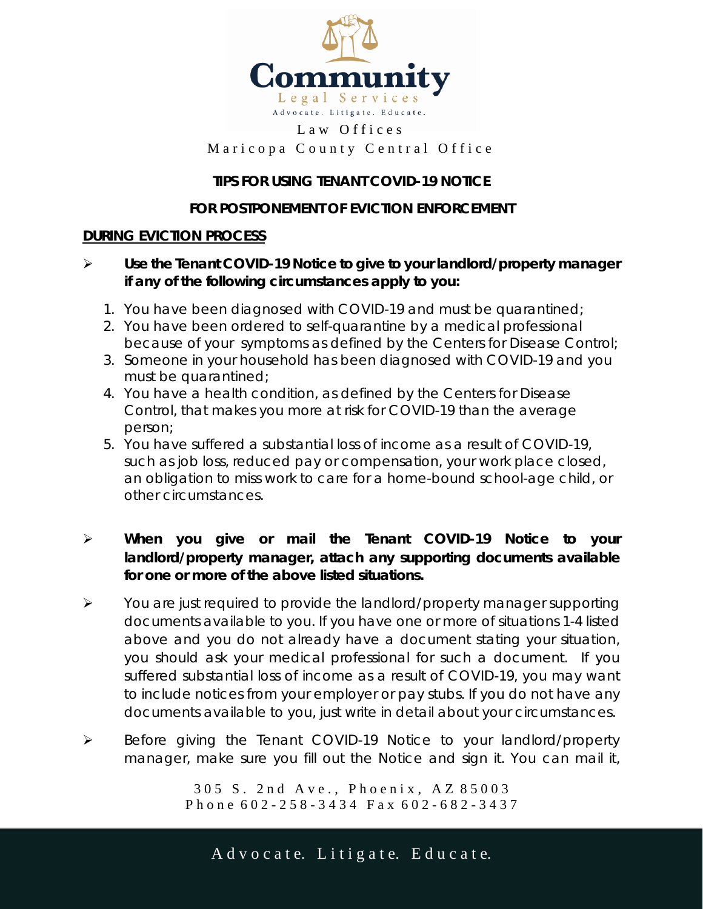Community Legal Services

Advocate. Litigate. Educate.

Law Offices

Maricopa County Central Office

## TIPS FOR USING TENANT COVID-19 NOTICE

## FOR POSTPONEMENT OF EVICTION ENFORCEMENT

### DURING EVICTION PROCESS

- **Use the Tenant COVID-19 Notice to give to your landlord/property manager if any of the following circumstances apply to you:**

  1. You have been diagnosed with COVID-19 and must be quarantined;
  2. You have been ordered to self-quarantine by a medical professional because of your symptoms as defined by the Centers for Disease Control;
  3. Someone in your household has been diagnosed with COVID-19 and you must be quarantined;
  4. You have a health condition, as defined by the Centers for Disease Control, that makes you more at risk for COVID-19 than the average person;
  5. You have suffered a substantial loss of income as a result of COVID-19, such as job loss, reduced pay or compensation, your work place closed, an obligation to miss work to care for a home-bound school-age child, or other circumstances.

- **When you give or mail the Tenant COVID-19 Notice to your landlord/property manager, attach any supporting documents available for one or more of the above listed situations.**

- You are just required to provide the landlord/property manager supporting documents available to you. If you have one or more of situations 1-4 listed above and you do not already have a document stating your situation, you should ask your medical professional for such a document. If you suffered substantial loss of income as a result of COVID-19, you may want to include notices from your employer or pay stubs. If you do not have any documents available to you, just write in detail about your circumstances.

- Before giving the Tenant COVID-19 Notice to your landlord/property manager, make sure you fill out the Notice and sign it. You can mail it,

305 S. 2nd Ave., Phoenix, AZ 85003
Phone 602-258-3434 Fax 602-682-3437

Advocate. Litigate. Educate.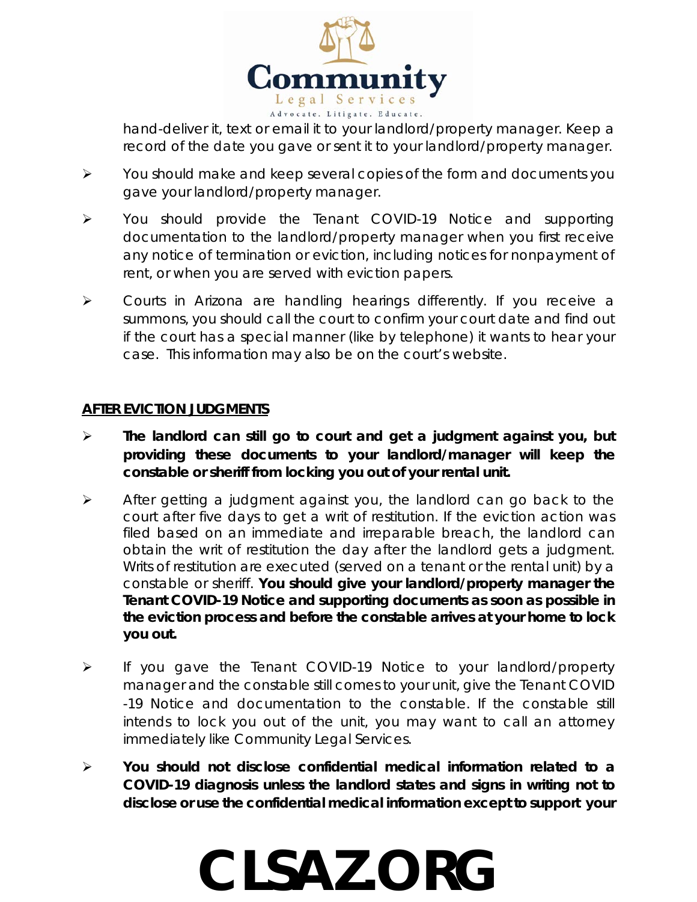hand-deliver it, text or email it to your landlord/property manager. Keep a record of the date you gave or sent it to your landlord/property manager.

- You should make and keep several copies of the form and documents you gave your landlord/property manager.
- You should provide the Tenant COVID-19 Notice and supporting documentation to the landlord/property manager when you first receive any notice of termination or eviction, including notices for nonpayment of rent, or when you are served with eviction papers.
- Courts in Arizona are handling hearings differently. If you receive a summons, you should call the court to confirm your court date and find out if the court has a special manner (like by telephone) it wants to hear your case. This information may also be on the court's website.

**AFTER EVICTION JUDGMENTS**

- **The landlord can still go to court and get a judgment against you, but providing these documents to your landlord/manager will keep the constable or sheriff from locking you out of your rental unit.**
- After getting a judgment against you, the landlord can go back to the court after five days to get a writ of restitution. If the eviction action was filed based on an immediate and irreparable breach, the landlord can obtain the writ of restitution the day after the landlord gets a judgment. Writs of restitution are executed (served on a tenant or the rental unit) by a constable or sheriff. **You should give your landlord/property manager the Tenant COVID-19 Notice and supporting documents as soon as possible in the eviction process and before the constable arrives at your home to lock you out.**
- If you gave the Tenant COVID-19 Notice to your landlord/property manager and the constable still comes to your unit, give the Tenant COVID -19 Notice and documentation to the constable. If the constable still intends to lock you out of the unit, you may want to call an attorney immediately like Community Legal Services.
- **You should not disclose confidential medical information related to a COVID-19 diagnosis unless the landlord states and signs in writing not to disclose or use the confidential medical information except to support your**

# CLSAZ.ORG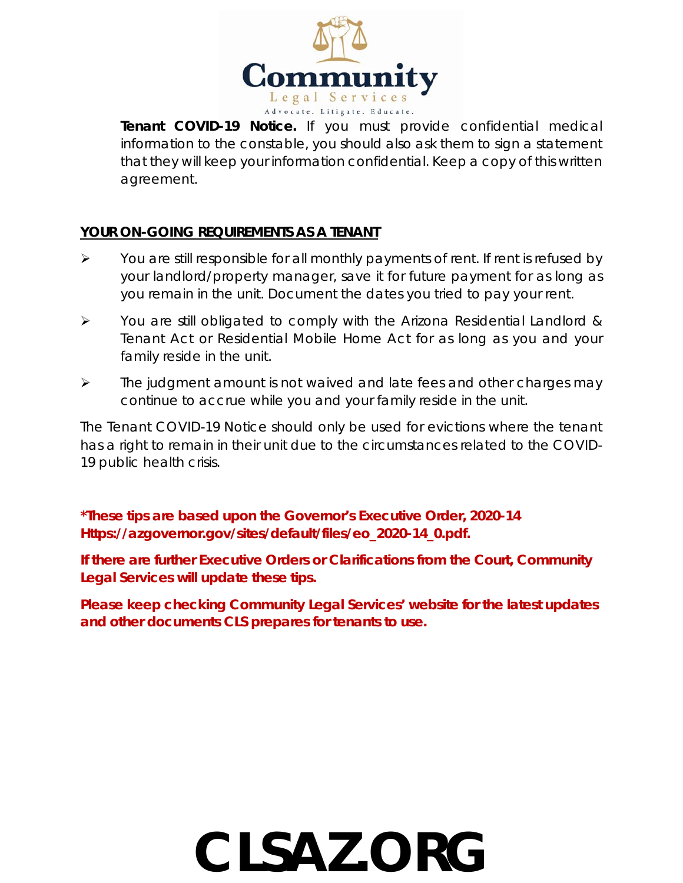**Tenant COVID-19 Notice.** If you must provide confidential medical information to the constable, you should also ask them to sign a statement that they will keep your information confidential. Keep a copy of this written agreement.

**YOUR ON-GOING REQUIREMENTS AS A TENANT**

- You are still responsible for all monthly payments of rent. If rent is refused by your landlord/property manager, save it for future payment for as long as you remain in the unit. Document the dates you tried to pay your rent.
- You are still obligated to comply with the Arizona Residential Landlord & Tenant Act or Residential Mobile Home Act for as long as you and your family reside in the unit.
- The judgment amount is not waived and late fees and other charges may continue to accrue while you and your family reside in the unit.

The Tenant COVID-19 Notice should only be used for evictions where the tenant has a right to remain in their unit due to the circumstances related to the COVID-19 public health crisis.

**\*These tips are based upon the Governor's Executive Order, 2020-14 Https://azgovernor.gov/sites/default/files/eo_2020-14_0.pdf.**

**If there are further Executive Orders or Clarifications from the Court, Community Legal Services will update these tips.**

**Please keep checking Community Legal Services' website for the latest updates and other documents CLS prepares for tenants to use.**

**CLSAZ.ORG**